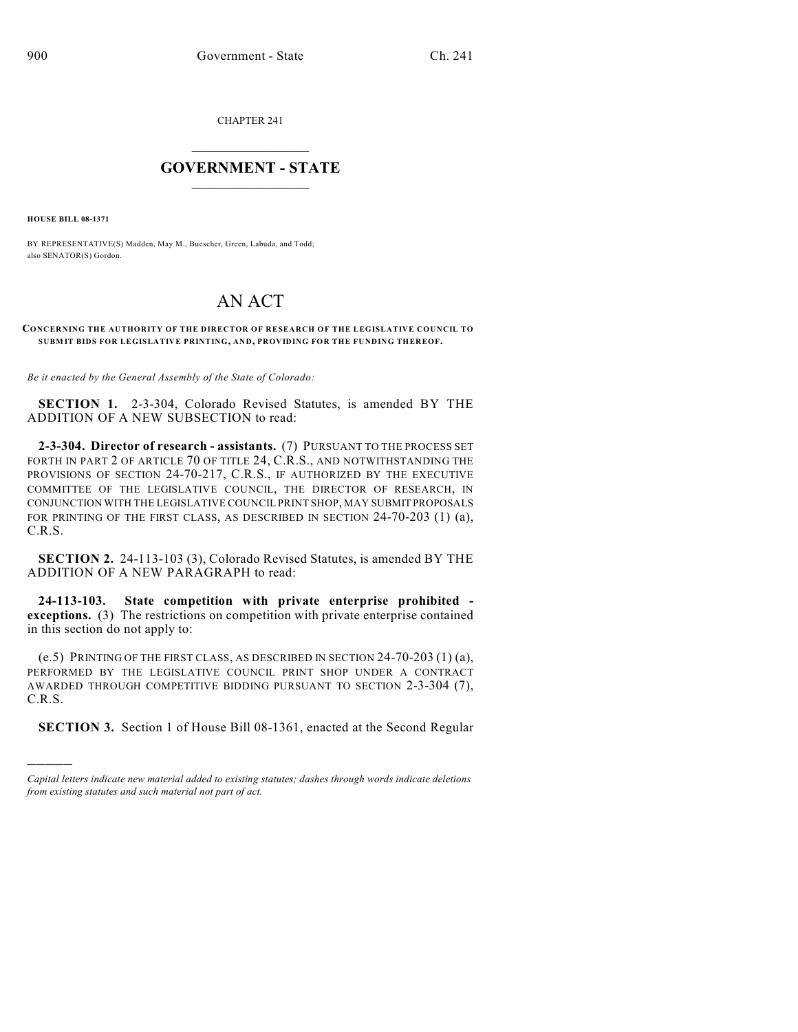CHAPTER 241

# GOVERNMENT - STATE

**HOUSE BILL 08-1371**

BY REPRESENTATIVE(S) Madden, May M., Buescher, Green, Labuda, and Todd; also SENATOR(S) Gordon.

# AN ACT

**CONCERNING THE AUTHORITY OF THE DIRECTOR OF RESEARCH OF THE LEGISLATIVE COUNCIL TO SUBMIT BIDS FOR LEGISLATIVE PRINTING, AND, PROVIDING FOR THE FUNDING THEREOF.**

*Be it enacted by the General Assembly of the State of Colorado:*

**SECTION 1.** 2-3-304, Colorado Revised Statutes, is amended BY THE ADDITION OF A NEW SUBSECTION to read:

**2-3-304. Director of research - assistants.** (7) PURSUANT TO THE PROCESS SET FORTH IN PART 2 OF ARTICLE 70 OF TITLE 24, C.R.S., AND NOTWITHSTANDING THE PROVISIONS OF SECTION 24-70-217, C.R.S., IF AUTHORIZED BY THE EXECUTIVE COMMITTEE OF THE LEGISLATIVE COUNCIL, THE DIRECTOR OF RESEARCH, IN CONJUNCTION WITH THE LEGISLATIVE COUNCIL PRINT SHOP, MAY SUBMIT PROPOSALS FOR PRINTING OF THE FIRST CLASS, AS DESCRIBED IN SECTION 24-70-203 (1) (a), C.R.S.

**SECTION 2.** 24-113-103 (3), Colorado Revised Statutes, is amended BY THE ADDITION OF A NEW PARAGRAPH to read:

**24-113-103. State competition with private enterprise prohibited - exceptions.** (3) The restrictions on competition with private enterprise contained in this section do not apply to:

(e.5) PRINTING OF THE FIRST CLASS, AS DESCRIBED IN SECTION 24-70-203 (1) (a), PERFORMED BY THE LEGISLATIVE COUNCIL PRINT SHOP UNDER A CONTRACT AWARDED THROUGH COMPETITIVE BIDDING PURSUANT TO SECTION 2-3-304 (7), C.R.S.

**SECTION 3.** Section 1 of House Bill 08-1361, enacted at the Second Regular

---

*Capital letters indicate new material added to existing statutes; dashes through words indicate deletions from existing statutes and such material not part of act.*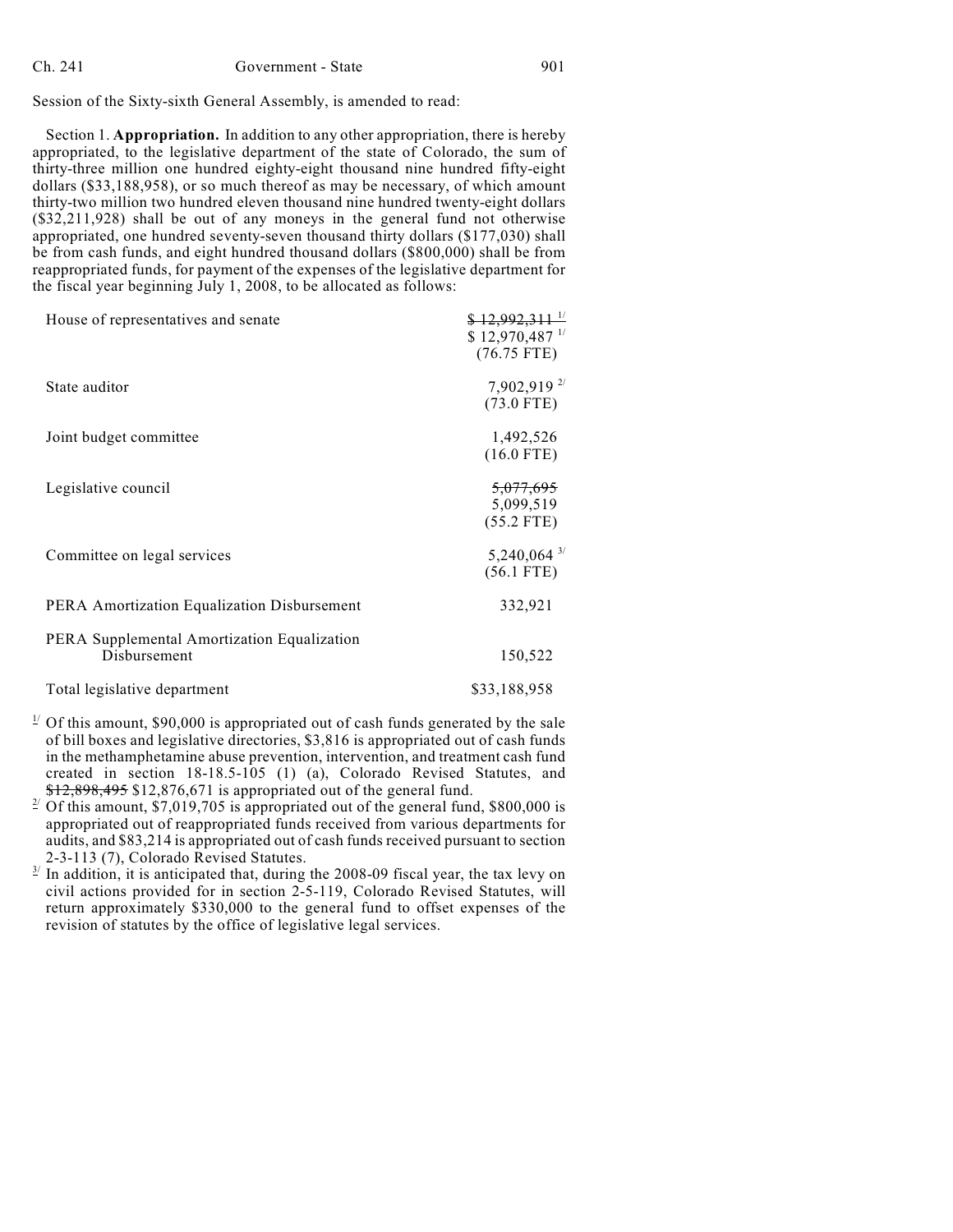Session of the Sixty-sixth General Assembly, is amended to read:

Section 1. **Appropriation.** In addition to any other appropriation, there is hereby appropriated, to the legislative department of the state of Colorado, the sum of thirty-three million one hundred eighty-eight thousand nine hundred fifty-eight dollars ($33,188,958), or so much thereof as may be necessary, of which amount thirty-two million two hundred eleven thousand nine hundred twenty-eight dollars ($32,211,928) shall be out of any moneys in the general fund not otherwise appropriated, one hundred seventy-seven thousand thirty dollars ($177,030) shall be from cash funds, and eight hundred thousand dollars ($800,000) shall be from reappropriated funds, for payment of the expenses of the legislative department for the fiscal year beginning July 1, 2008, to be allocated as follows:

| | |
|---|---|
| House of representatives and senate | ~~$ 12,992,311 [1/]~~<br>$ 12,970,487 [1/]<br>(76.75 FTE) |
| State auditor | 7,902,919 [2/]<br>(73.0 FTE) |
| Joint budget committee | 1,492,526<br>(16.0 FTE) |
| Legislative council | ~~5,077,695~~<br>5,099,519<br>(55.2 FTE) |
| Committee on legal services | 5,240,064 [3/]<br>(56.1 FTE) |
| PERA Amortization Equalization Disbursement | 332,921 |
| PERA Supplemental Amortization Equalization Disbursement | 150,522 |
| Total legislative department | $33,188,958 |

[1/] Of this amount, $90,000 is appropriated out of cash funds generated by the sale of bill boxes and legislative directories, $3,816 is appropriated out of cash funds in the methamphetamine abuse prevention, intervention, and treatment cash fund created in section 18-18.5-105 (1) (a), Colorado Revised Statutes, and ~~$12,898,495~~ $12,876,671 is appropriated out of the general fund.

[2/] Of this amount, $7,019,705 is appropriated out of the general fund, $800,000 is appropriated out of reappropriated funds received from various departments for audits, and $83,214 is appropriated out of cash funds received pursuant to section 2-3-113 (7), Colorado Revised Statutes.

[3/] In addition, it is anticipated that, during the 2008-09 fiscal year, the tax levy on civil actions provided for in section 2-5-119, Colorado Revised Statutes, will return approximately $330,000 to the general fund to offset expenses of the revision of statutes by the office of legislative legal services.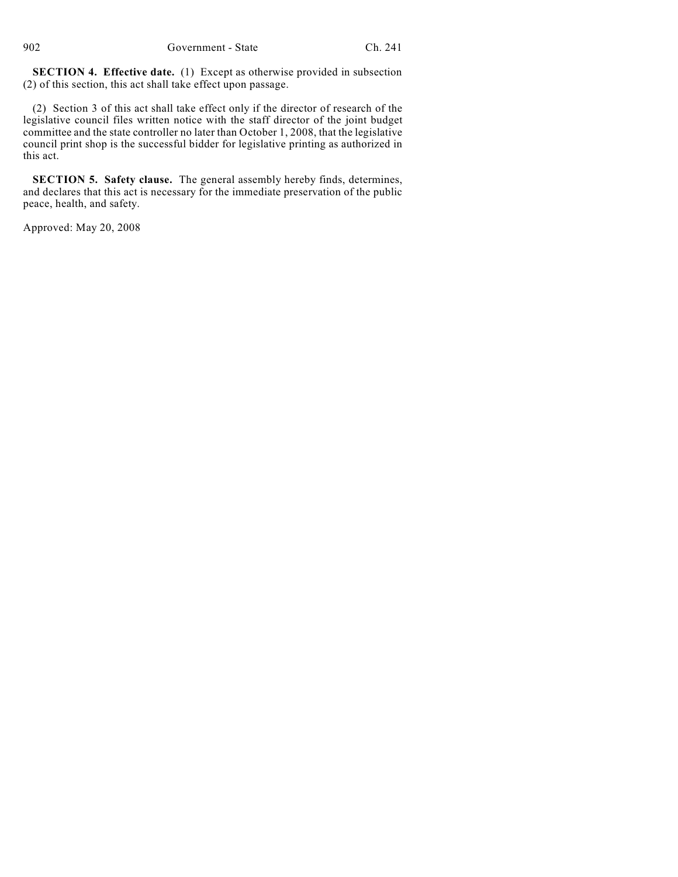**SECTION 4. Effective date.** (1) Except as otherwise provided in subsection (2) of this section, this act shall take effect upon passage.

(2) Section 3 of this act shall take effect only if the director of research of the legislative council files written notice with the staff director of the joint budget committee and the state controller no later than October 1, 2008, that the legislative council print shop is the successful bidder for legislative printing as authorized in this act.

**SECTION 5. Safety clause.** The general assembly hereby finds, determines, and declares that this act is necessary for the immediate preservation of the public peace, health, and safety.

Approved: May 20, 2008